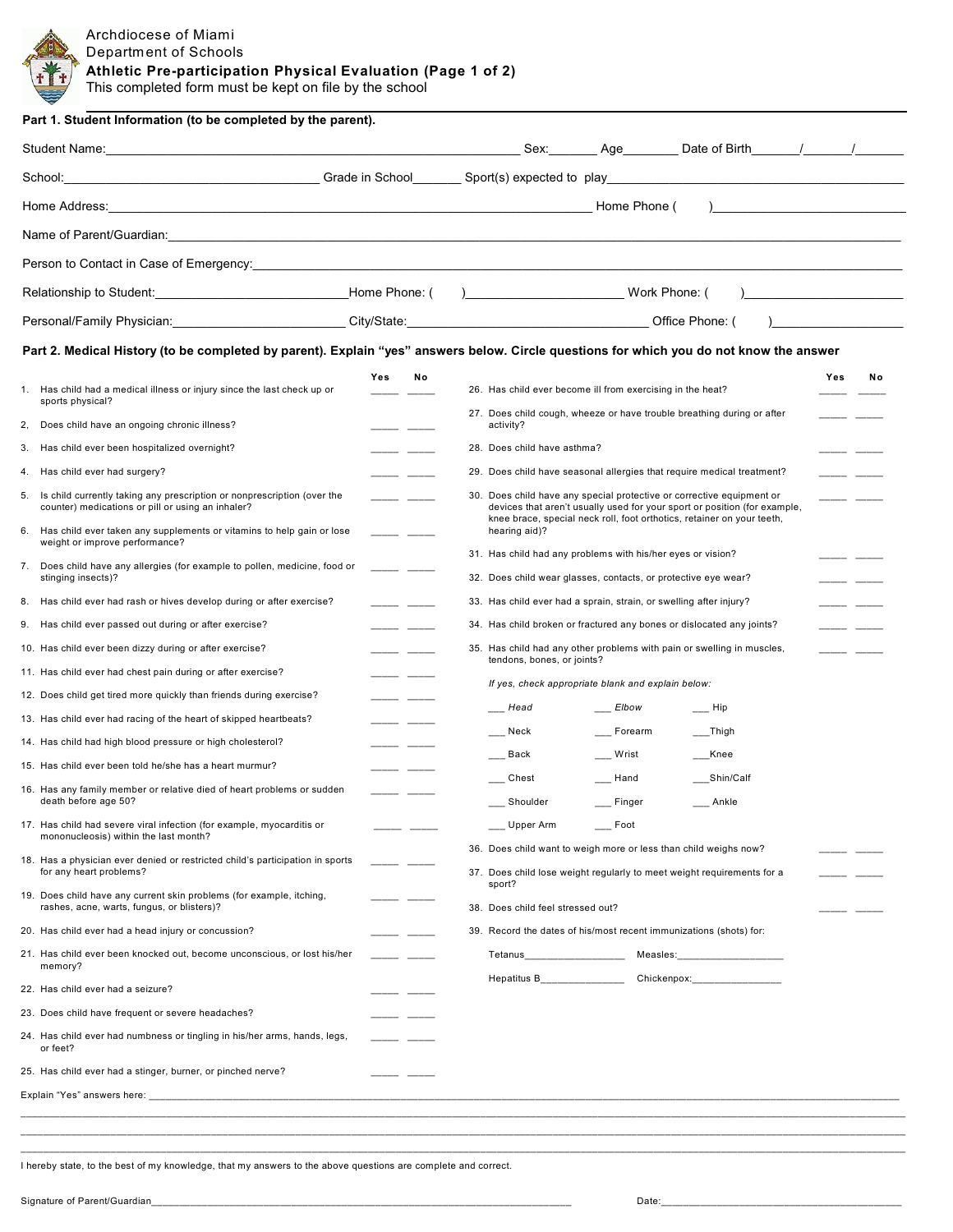Archdiocese of Miami
Department of Schools

**Athletic Pre-participation Physical Evaluation (Page 1 of 2)**

This completed form must be kept on file by the school

**Part 1. Student Information (to be completed by the parent).**

Student Name:______________________________ Sex:_______ Age_______ Date of Birth_____/_____/_____

School:______________________ Grade in School_______ Sport(s) expected to play______________________

Home Address:____________________________________________ Home Phone ( )______________

Name of Parent/Guardian:____________________________________________________________

Person to Contact in Case of Emergency:______________________________________________

Relationship to Student:________________Home Phone: ( )______________ Work Phone: ( )______________

Personal/Family Physician:________________ City/State:______________________ Office Phone: ( )______________

**Part 2. Medical History (to be completed by parent). Explain "yes" answers below. Circle questions for which you do not know the answer**

| | Yes | No |
|---|---|---|
| 1. Has child had a medical illness or injury since the last check up or sports physical? | ____ | ____ |
| 2, Does child have an ongoing chronic illness? | ____ | ____ |
| 3. Has child ever been hospitalized overnight? | ____ | ____ |
| 4. Has child ever had surgery? | ____ | ____ |
| 5. Is child currently taking any prescription or nonprescription (over the counter) medications or pill or using an inhaler? | ____ | ____ |
| 6. Has child ever taken any supplements or vitamins to help gain or lose weight or improve performance? | ____ | ____ |
| 7. Does child have any allergies (for example to pollen, medicine, food or stinging insects)? | ____ | ____ |
| 8. Has child ever had rash or hives develop during or after exercise? | ____ | ____ |
| 9. Has child ever passed out during or after exercise? | ____ | ____ |
| 10. Has child ever been dizzy during or after exercise? | ____ | ____ |
| 11. Has child ever had chest pain during or after exercise? | ____ | ____ |
| 12. Does child get tired more quickly than friends during exercise? | ____ | ____ |
| 13. Has child ever had racing of the heart of skipped heartbeats? | ____ | ____ |
| 14. Has child had high blood pressure or high cholesterol? | ____ | ____ |
| 15. Has child ever been told he/she has a heart murmur? | ____ | ____ |
| 16. Has any family member or relative died of heart problems or sudden death before age 50? | ____ | ____ |
| 17. Has child had severe viral infection (for example, myocarditis or mononucleosis) within the last month? | ____ | ____ |
| 18. Has a physician ever denied or restricted child's participation in sports for any heart problems? | ____ | ____ |
| 19. Does child have any current skin problems (for example, itching, rashes, acne, warts, fungus, or blisters)? | ____ | ____ |
| 20. Has child ever had a head injury or concussion? | ____ | ____ |
| 21. Has child ever been knocked out, become unconscious, or lost his/her memory? | ____ | ____ |
| 22. Has child ever had a seizure? | ____ | ____ |
| 23. Does child have frequent or severe headaches? | ____ | ____ |
| 24. Has child ever had numbness or tingling in his/her arms, hands, legs, or feet? | ____ | ____ |
| 25. Has child ever had a stinger, burner, or pinched nerve? | ____ | ____ |
| 26. Has child ever become ill from exercising in the heat? | ____ | ____ |
| 27. Does child cough, wheeze or have trouble breathing during or after activity? | ____ | ____ |
| 28. Does child have asthma? | ____ | ____ |
| 29. Does child have seasonal allergies that require medical treatment? | ____ | ____ |
| 30. Does child have any special protective or corrective equipment or devices that aren't usually used for your sport or position (for example, knee brace, special neck roll, foot orthotics, retainer on your teeth, hearing aid)? | ____ | ____ |
| 31. Has child had any problems with his/her eyes or vision? | ____ | ____ |
| 32. Does child wear glasses, contacts, or protective eye wear? | ____ | ____ |
| 33. Has child ever had a sprain, strain, or swelling after injury? | ____ | ____ |
| 34. Has child broken or fractured any bones or dislocated any joints? | ____ | ____ |
| 35. Has child had any other problems with pain or swelling in muscles, tendons, bones, or joints? | ____ | ____ |

*If yes, check appropriate blank and explain below:*

| | | |
|---|---|---|
| ___ *Head* | ___ *Elbow* | ___ Hip |
| ___ Neck | ___ Forearm | ___Thigh |
| ___ Back | ___ Wrist | ___Knee |
| ___ Chest | ___ Hand | ___Shin/Calf |
| ___ Shoulder | ___ Finger | ___ Ankle |
| ___ Upper Arm | ___ Foot | |

| | Yes | No |
|---|---|---|
| 36. Does child want to weigh more or less than child weighs now? | ____ | ____ |
| 37. Does child lose weight regularly to meet weight requirements for a sport? | ____ | ____ |
| 38. Does child feel stressed out? | ____ | ____ |

39. Record the dates of his/most recent immunizations (shots) for:

Tetanus________________ Measles:________________

Hepatitus B______________ Chickenpox:______________

Explain "Yes" answers here: ______________________________________________________________

__________________________________________________________________________________

__________________________________________________________________________________

__________________________________________________________________________________

I hereby state, to the best of my knowledge, that my answers to the above questions are complete and correct.

Signature of Parent/Guardian________________________________________ Date:______________________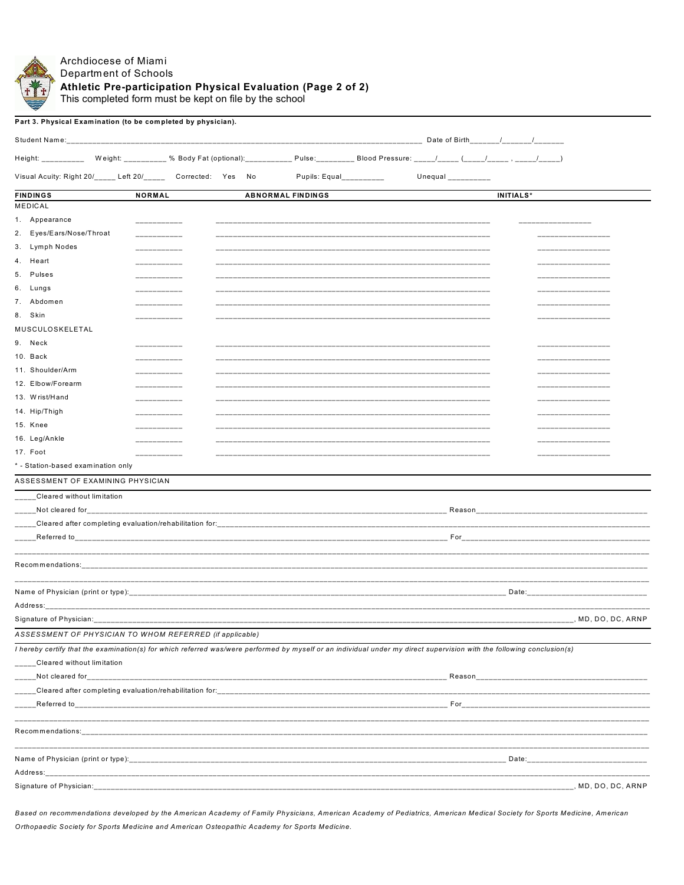Archdiocese of Miami
Department of Schools
**Athletic Pre-participation Physical Evaluation (Page 2 of 2)**
This completed form must be kept on file by the school

**Part 3. Physical Examination (to be completed by physician).**

Student Name:________________________________________________________________ Date of Birth_______/_______/_______

Height: __________ Weight: __________ % Body Fat (optional):___________ Pulse:_________ Blood Pressure: _____/_____ (_____/_____ , _____/_____)

Visual Acuity: Right 20/_____ Left 20/_____ Corrected: Yes No Pupils: Equal__________ Unequal __________

| FINDINGS | NORMAL | ABNORMAL FINDINGS | INITIALS* |
|---|---|---|---|
| MEDICAL | | | |
| 1. Appearance | __________ | ______________________________ | ______________ |
| 2. Eyes/Ears/Nose/Throat | __________ | ______________________________ | ______________ |
| 3. Lymph Nodes | __________ | ______________________________ | ______________ |
| 4. Heart | __________ | ______________________________ | ______________ |
| 5. Pulses | __________ | ______________________________ | ______________ |
| 6. Lungs | __________ | ______________________________ | ______________ |
| 7. Abdomen | __________ | ______________________________ | ______________ |
| 8. Skin | __________ | ______________________________ | ______________ |
| MUSCULOSKELETAL | | | |
| 9. Neck | __________ | ______________________________ | ______________ |
| 10. Back | __________ | ______________________________ | ______________ |
| 11. Shoulder/Arm | __________ | ______________________________ | ______________ |
| 12. Elbow/Forearm | __________ | ______________________________ | ______________ |
| 13. Wrist/Hand | __________ | ______________________________ | ______________ |
| 14. Hip/Thigh | __________ | ______________________________ | ______________ |
| 15. Knee | __________ | ______________________________ | ______________ |
| 16. Leg/Ankle | __________ | ______________________________ | ______________ |
| 17. Foot | __________ | ______________________________ | ______________ |

\* - Station-based examination only

ASSESSMENT OF EXAMINING PHYSICIAN

_____Cleared without limitation

_____Not cleared for________________________________________________ Reason________________________________

_____Cleared after completing evaluation/rehabilitation for:______________________________________________________

_____Referred to__________________________________________________ For__________________________________

______________________________________________________________________________________________

Recommendations:_______________________________________________________________________________

______________________________________________________________________________________________

Name of Physician (print or type):_____________________________________________ Date:___________________

Address:_______________________________________________________________________________________

Signature of Physician:________________________________________________________________, MD, DO, DC, ARNP

*ASSESSMENT OF PHYSICIAN TO WHOM REFERRED (if applicable)*

*I hereby certify that the examination(s) for which referred was/were performed by myself or an individual under my direct supervision with the following conclusion(s)*

_____Cleared without limitation

_____Not cleared for________________________________________________ Reason________________________________

_____Cleared after completing evaluation/rehabilitation for:______________________________________________________

_____Referred to__________________________________________________ For__________________________________

______________________________________________________________________________________________

Recommendations:_______________________________________________________________________________

______________________________________________________________________________________________

Name of Physician (print or type):_____________________________________________ Date:___________________

Address:_______________________________________________________________________________________

Signature of Physician:________________________________________________________________, MD, DO, DC, ARNP

*Based on recommendations developed by the American Academy of Family Physicians, American Academy of Pediatrics, American Medical Society for Sports Medicine, American Orthopaedic Society for Sports Medicine and American Osteopathic Academy for Sports Medicine.*